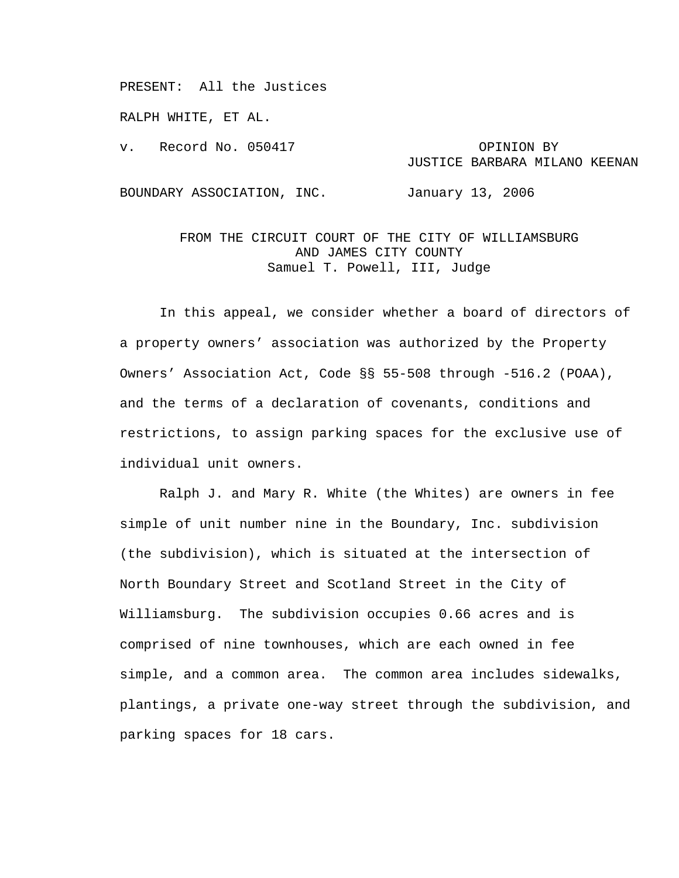PRESENT: All the Justices

RALPH WHITE, ET AL.

v. Record No. 050417 OPINION BY JUSTICE BARBARA MILANO KEENAN

BOUNDARY ASSOCIATION, INC. January 13, 2006

FROM THE CIRCUIT COURT OF THE CITY OF WILLIAMSBURG AND JAMES CITY COUNTY
Samuel T. Powell, III, Judge

In this appeal, we consider whether a board of directors of a property owners' association was authorized by the Property Owners' Association Act, Code §§ 55-508 through -516.2 (POAA), and the terms of a declaration of covenants, conditions and restrictions, to assign parking spaces for the exclusive use of individual unit owners.

Ralph J. and Mary R. White (the Whites) are owners in fee simple of unit number nine in the Boundary, Inc. subdivision (the subdivision), which is situated at the intersection of North Boundary Street and Scotland Street in the City of Williamsburg. The subdivision occupies 0.66 acres and is comprised of nine townhouses, which are each owned in fee simple, and a common area. The common area includes sidewalks, plantings, a private one-way street through the subdivision, and parking spaces for 18 cars.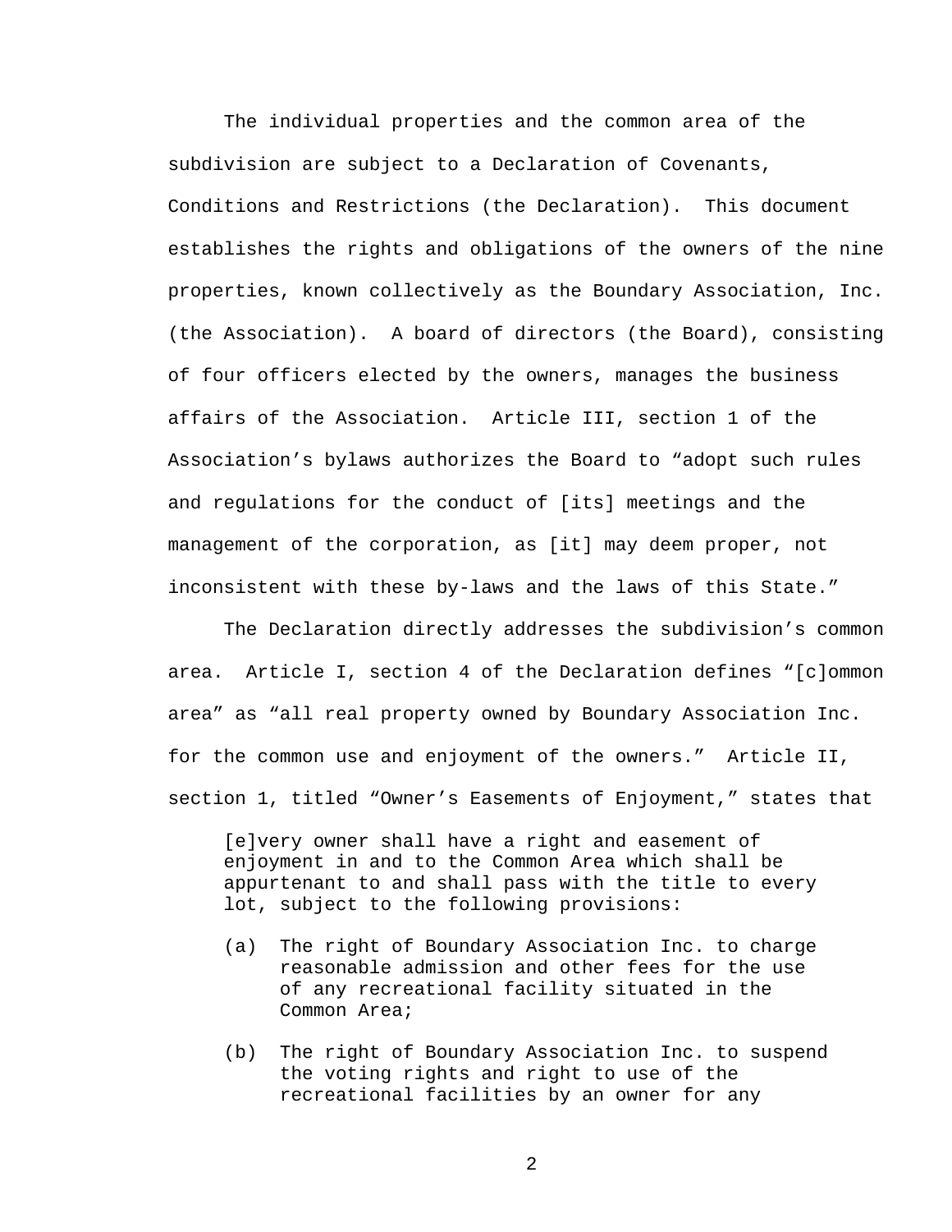The individual properties and the common area of the subdivision are subject to a Declaration of Covenants, Conditions and Restrictions (the Declaration). This document establishes the rights and obligations of the owners of the nine properties, known collectively as the Boundary Association, Inc. (the Association). A board of directors (the Board), consisting of four officers elected by the owners, manages the business affairs of the Association. Article III, section 1 of the Association's bylaws authorizes the Board to "adopt such rules and regulations for the conduct of [its] meetings and the management of the corporation, as [it] may deem proper, not inconsistent with these by-laws and the laws of this State."

The Declaration directly addresses the subdivision's common area. Article I, section 4 of the Declaration defines "[c]ommon area" as "all real property owned by Boundary Association Inc. for the common use and enjoyment of the owners." Article II, section 1, titled "Owner's Easements of Enjoyment," states that

> [e]very owner shall have a right and easement of enjoyment in and to the Common Area which shall be appurtenant to and shall pass with the title to every lot, subject to the following provisions:
>
> (a) The right of Boundary Association Inc. to charge reasonable admission and other fees for the use of any recreational facility situated in the Common Area;
>
> (b) The right of Boundary Association Inc. to suspend the voting rights and right to use of the recreational facilities by an owner for any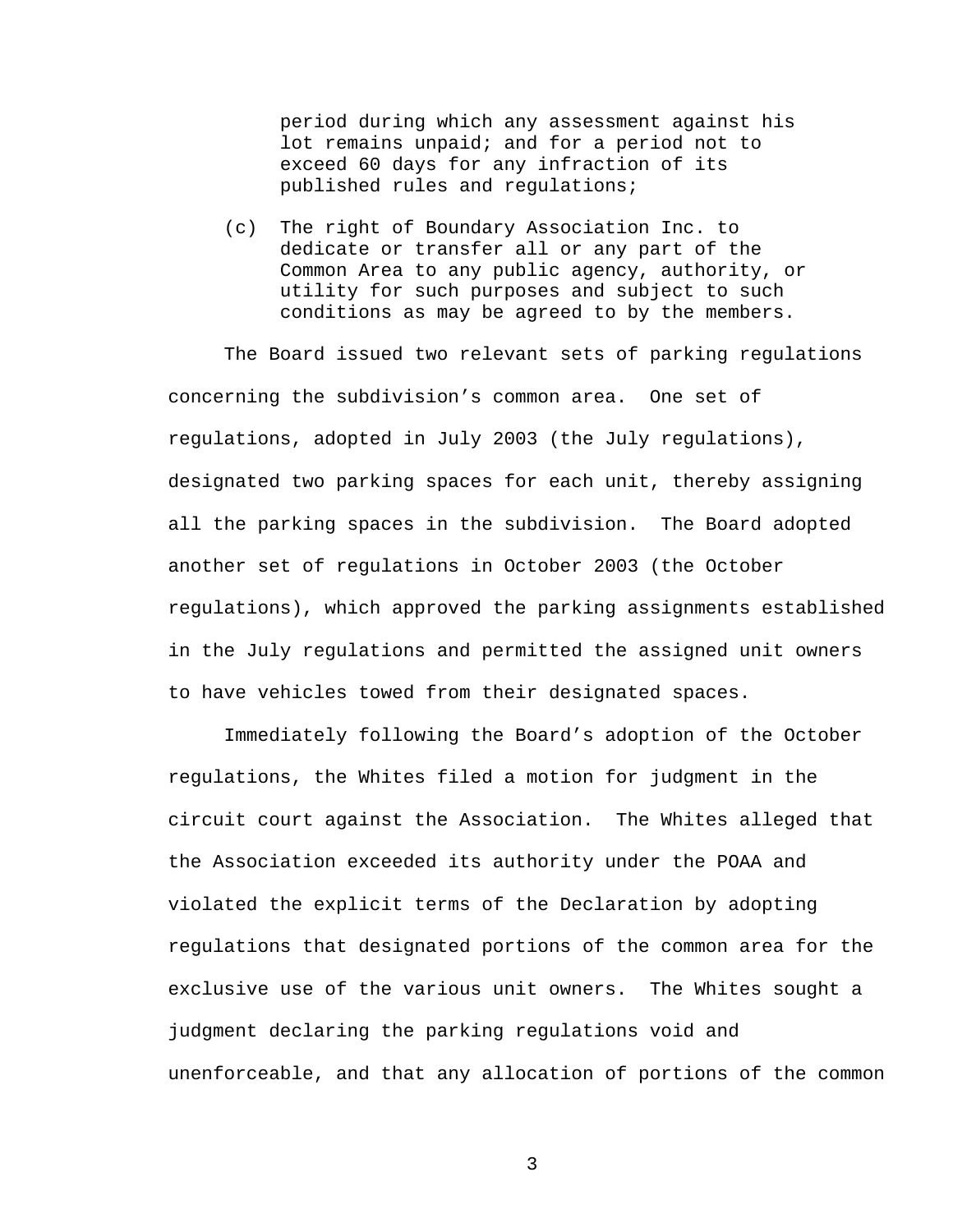> period during which any assessment against his lot remains unpaid; and for a period not to exceed 60 days for any infraction of its published rules and regulations;
>
> (c) The right of Boundary Association Inc. to dedicate or transfer all or any part of the Common Area to any public agency, authority, or utility for such purposes and subject to such conditions as may be agreed to by the members.

The Board issued two relevant sets of parking regulations concerning the subdivision's common area. One set of regulations, adopted in July 2003 (the July regulations), designated two parking spaces for each unit, thereby assigning all the parking spaces in the subdivision. The Board adopted another set of regulations in October 2003 (the October regulations), which approved the parking assignments established in the July regulations and permitted the assigned unit owners to have vehicles towed from their designated spaces.

Immediately following the Board's adoption of the October regulations, the Whites filed a motion for judgment in the circuit court against the Association. The Whites alleged that the Association exceeded its authority under the POAA and violated the explicit terms of the Declaration by adopting regulations that designated portions of the common area for the exclusive use of the various unit owners. The Whites sought a judgment declaring the parking regulations void and unenforceable, and that any allocation of portions of the common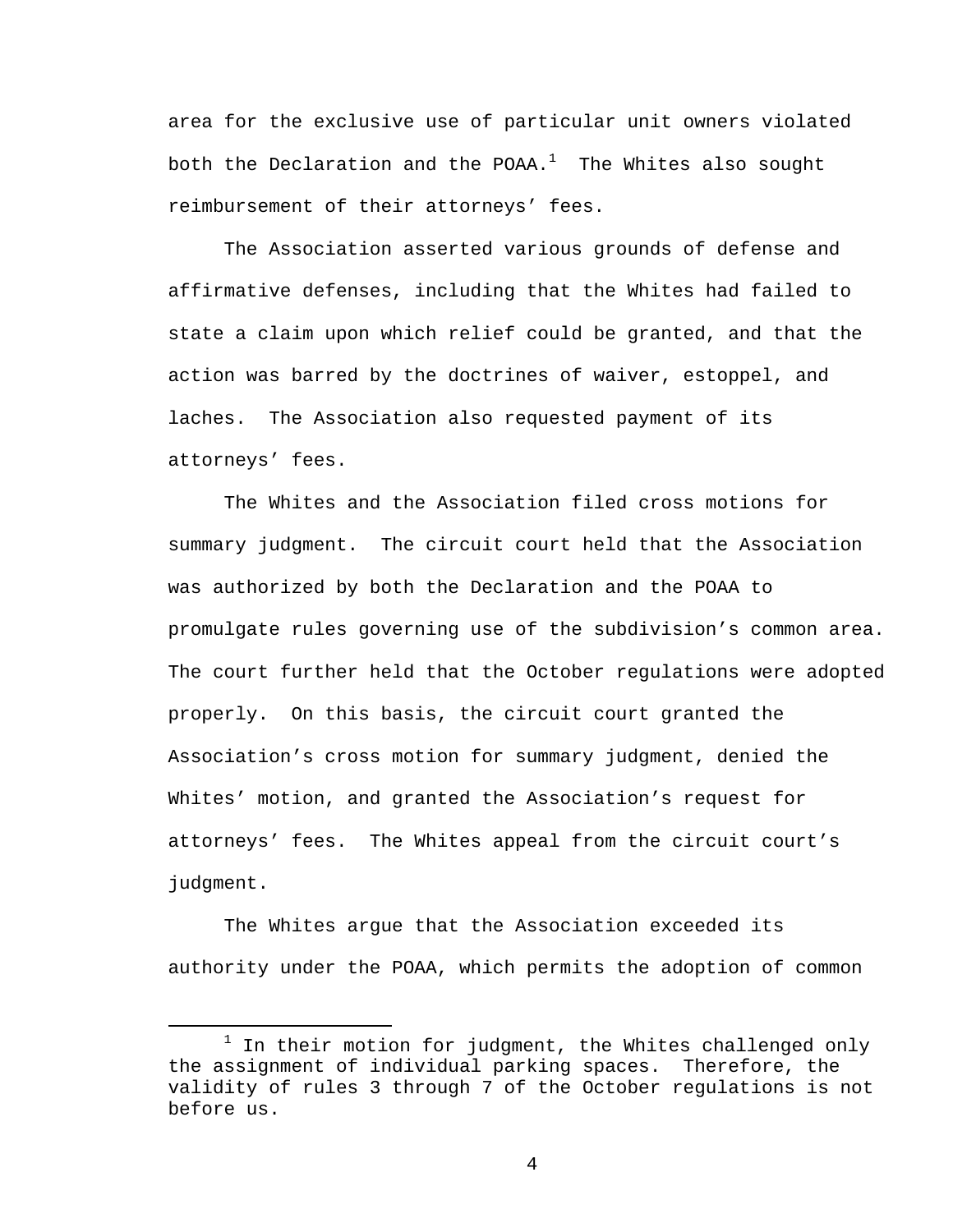area for the exclusive use of particular unit owners violated both the Declaration and the POAA.[1] The Whites also sought reimbursement of their attorneys' fees.

The Association asserted various grounds of defense and affirmative defenses, including that the Whites had failed to state a claim upon which relief could be granted, and that the action was barred by the doctrines of waiver, estoppel, and laches. The Association also requested payment of its attorneys' fees.

The Whites and the Association filed cross motions for summary judgment. The circuit court held that the Association was authorized by both the Declaration and the POAA to promulgate rules governing use of the subdivision's common area. The court further held that the October regulations were adopted properly. On this basis, the circuit court granted the Association's cross motion for summary judgment, denied the Whites' motion, and granted the Association's request for attorneys' fees. The Whites appeal from the circuit court's judgment.

The Whites argue that the Association exceeded its authority under the POAA, which permits the adoption of common

---

[1] In their motion for judgment, the Whites challenged only the assignment of individual parking spaces. Therefore, the validity of rules 3 through 7 of the October regulations is not before us.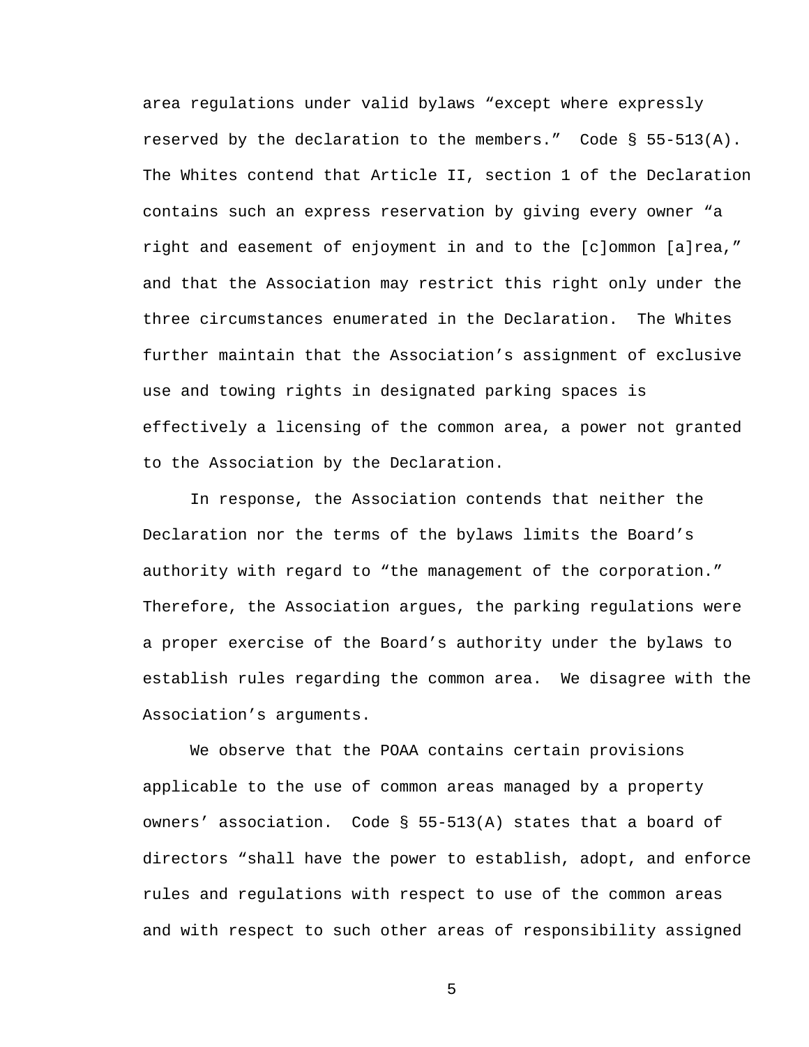area regulations under valid bylaws "except where expressly reserved by the declaration to the members." Code § 55-513(A). The Whites contend that Article II, section 1 of the Declaration contains such an express reservation by giving every owner "a right and easement of enjoyment in and to the [c]ommon [a]rea," and that the Association may restrict this right only under the three circumstances enumerated in the Declaration. The Whites further maintain that the Association's assignment of exclusive use and towing rights in designated parking spaces is effectively a licensing of the common area, a power not granted to the Association by the Declaration.

In response, the Association contends that neither the Declaration nor the terms of the bylaws limits the Board's authority with regard to "the management of the corporation." Therefore, the Association argues, the parking regulations were a proper exercise of the Board's authority under the bylaws to establish rules regarding the common area. We disagree with the Association's arguments.

We observe that the POAA contains certain provisions applicable to the use of common areas managed by a property owners' association. Code § 55-513(A) states that a board of directors "shall have the power to establish, adopt, and enforce rules and regulations with respect to use of the common areas and with respect to such other areas of responsibility assigned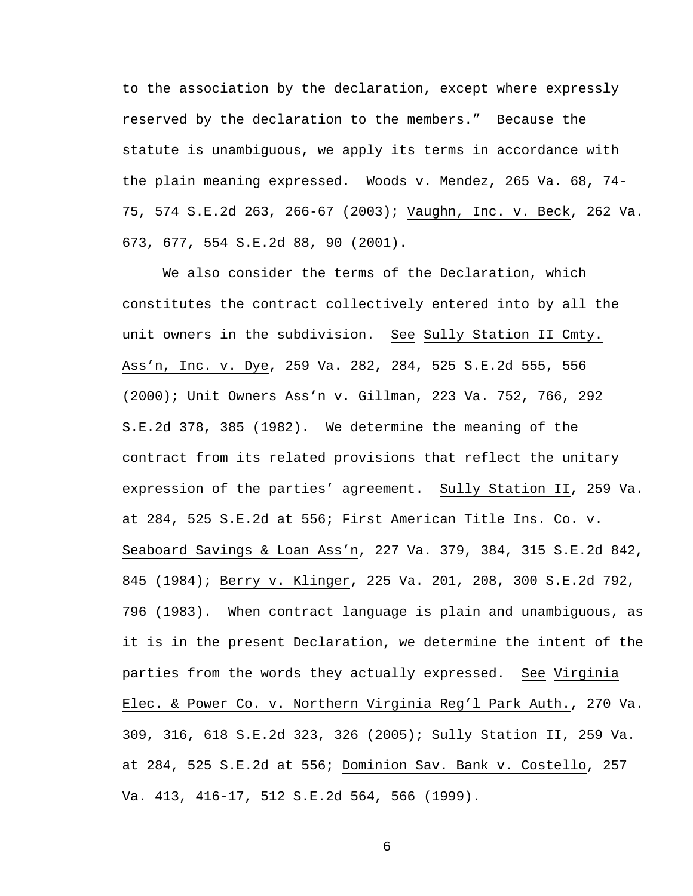to the association by the declaration, except where expressly reserved by the declaration to the members." Because the statute is unambiguous, we apply its terms in accordance with the plain meaning expressed. Woods v. Mendez, 265 Va. 68, 74-75, 574 S.E.2d 263, 266-67 (2003); Vaughn, Inc. v. Beck, 262 Va. 673, 677, 554 S.E.2d 88, 90 (2001).

We also consider the terms of the Declaration, which constitutes the contract collectively entered into by all the unit owners in the subdivision. See Sully Station II Cmty. Ass'n, Inc. v. Dye, 259 Va. 282, 284, 525 S.E.2d 555, 556 (2000); Unit Owners Ass'n v. Gillman, 223 Va. 752, 766, 292 S.E.2d 378, 385 (1982). We determine the meaning of the contract from its related provisions that reflect the unitary expression of the parties' agreement. Sully Station II, 259 Va. at 284, 525 S.E.2d at 556; First American Title Ins. Co. v. Seaboard Savings & Loan Ass'n, 227 Va. 379, 384, 315 S.E.2d 842, 845 (1984); Berry v. Klinger, 225 Va. 201, 208, 300 S.E.2d 792, 796 (1983). When contract language is plain and unambiguous, as it is in the present Declaration, we determine the intent of the parties from the words they actually expressed. See Virginia Elec. & Power Co. v. Northern Virginia Reg'l Park Auth., 270 Va. 309, 316, 618 S.E.2d 323, 326 (2005); Sully Station II, 259 Va. at 284, 525 S.E.2d at 556; Dominion Sav. Bank v. Costello, 257 Va. 413, 416-17, 512 S.E.2d 564, 566 (1999).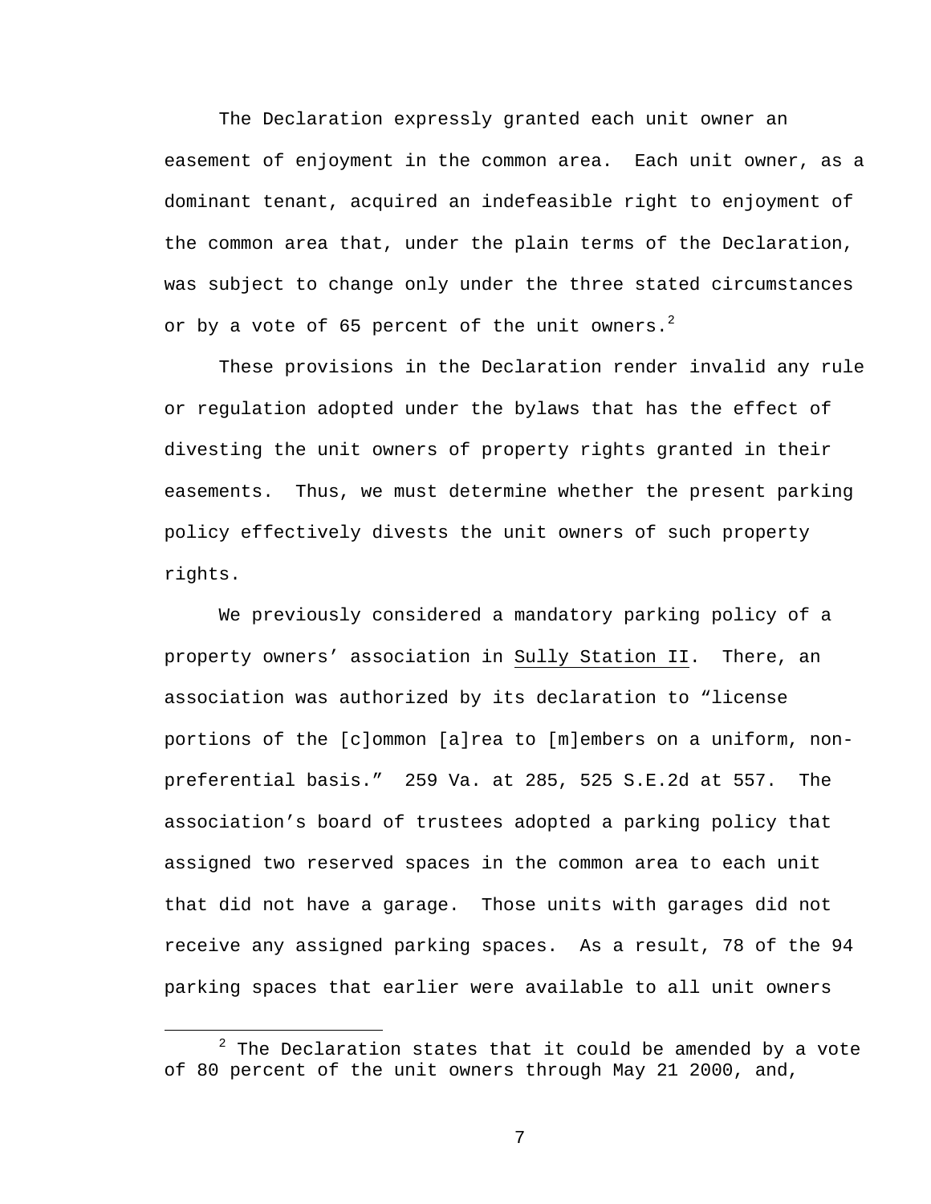The Declaration expressly granted each unit owner an easement of enjoyment in the common area. Each unit owner, as a dominant tenant, acquired an indefeasible right to enjoyment of the common area that, under the plain terms of the Declaration, was subject to change only under the three stated circumstances or by a vote of 65 percent of the unit owners.[2]

These provisions in the Declaration render invalid any rule or regulation adopted under the bylaws that has the effect of divesting the unit owners of property rights granted in their easements. Thus, we must determine whether the present parking policy effectively divests the unit owners of such property rights.

We previously considered a mandatory parking policy of a property owners' association in Sully Station II. There, an association was authorized by its declaration to "license portions of the [c]ommon [a]rea to [m]embers on a uniform, non-preferential basis." 259 Va. at 285, 525 S.E.2d at 557. The association's board of trustees adopted a parking policy that assigned two reserved spaces in the common area to each unit that did not have a garage. Those units with garages did not receive any assigned parking spaces. As a result, 78 of the 94 parking spaces that earlier were available to all unit owners

[2] The Declaration states that it could be amended by a vote of 80 percent of the unit owners through May 21 2000, and,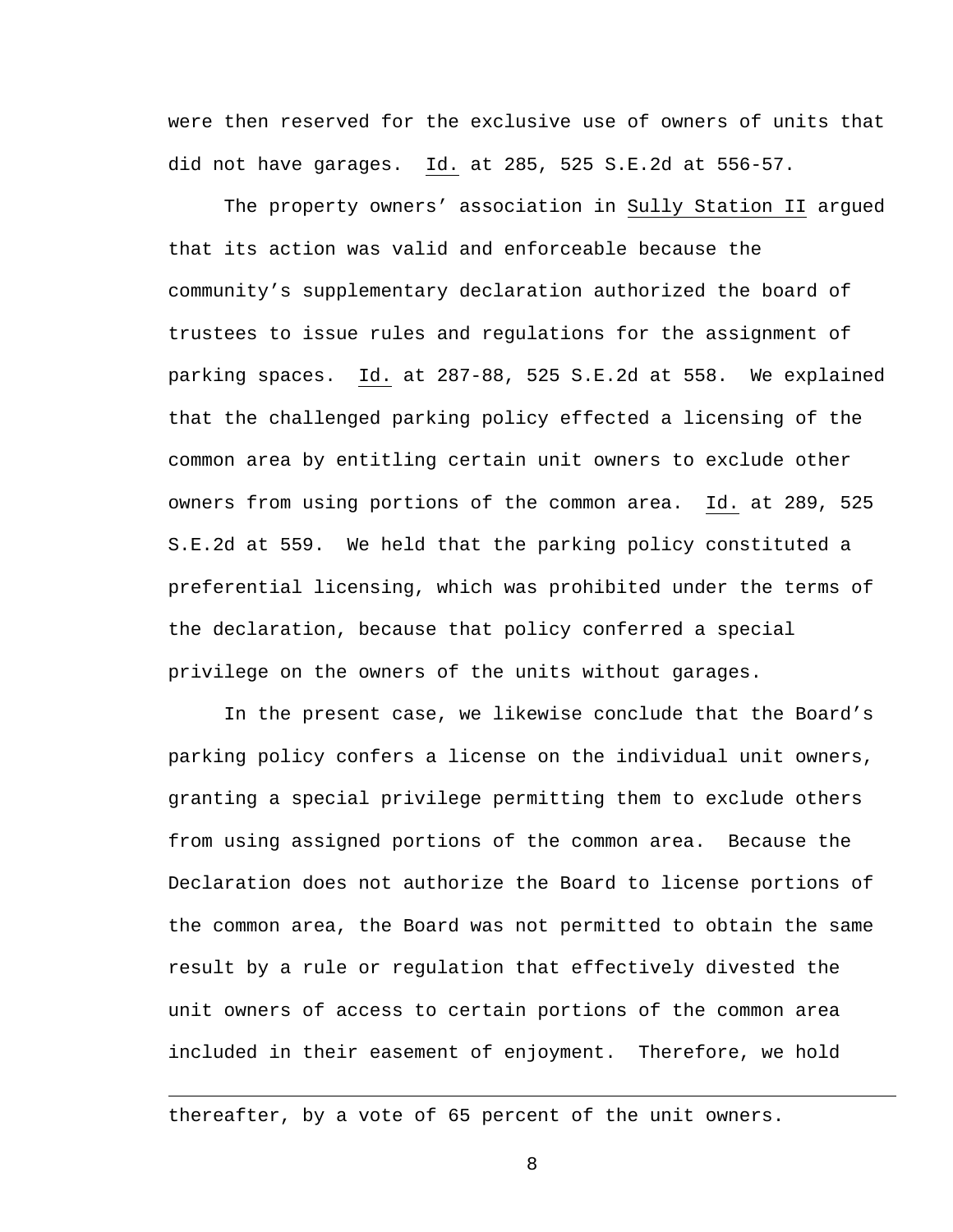were then reserved for the exclusive use of owners of units that did not have garages. Id. at 285, 525 S.E.2d at 556-57.

The property owners' association in Sully Station II argued that its action was valid and enforceable because the community's supplementary declaration authorized the board of trustees to issue rules and regulations for the assignment of parking spaces. Id. at 287-88, 525 S.E.2d at 558. We explained that the challenged parking policy effected a licensing of the common area by entitling certain unit owners to exclude other owners from using portions of the common area. Id. at 289, 525 S.E.2d at 559. We held that the parking policy constituted a preferential licensing, which was prohibited under the terms of the declaration, because that policy conferred a special privilege on the owners of the units without garages.

In the present case, we likewise conclude that the Board's parking policy confers a license on the individual unit owners, granting a special privilege permitting them to exclude others from using assigned portions of the common area. Because the Declaration does not authorize the Board to license portions of the common area, the Board was not permitted to obtain the same result by a rule or regulation that effectively divested the unit owners of access to certain portions of the common area included in their easement of enjoyment. Therefore, we hold

---

thereafter, by a vote of 65 percent of the unit owners.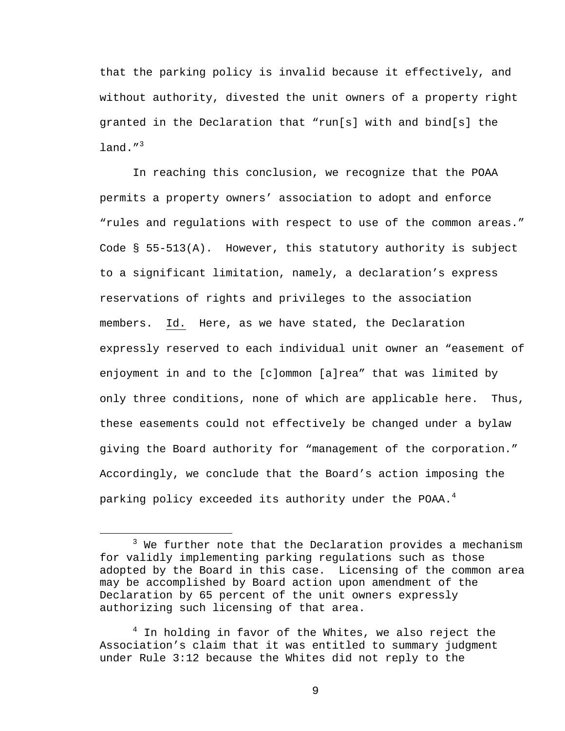that the parking policy is invalid because it effectively, and without authority, divested the unit owners of a property right granted in the Declaration that "run[s] with and bind[s] the land."[3]

In reaching this conclusion, we recognize that the POAA permits a property owners' association to adopt and enforce "rules and regulations with respect to use of the common areas." Code § 55-513(A). However, this statutory authority is subject to a significant limitation, namely, a declaration's express reservations of rights and privileges to the association members. Id. Here, as we have stated, the Declaration expressly reserved to each individual unit owner an "easement of enjoyment in and to the [c]ommon [a]rea" that was limited by only three conditions, none of which are applicable here. Thus, these easements could not effectively be changed under a bylaw giving the Board authority for "management of the corporation." Accordingly, we conclude that the Board's action imposing the parking policy exceeded its authority under the POAA.[4]

---

[3] We further note that the Declaration provides a mechanism for validly implementing parking regulations such as those adopted by the Board in this case. Licensing of the common area may be accomplished by Board action upon amendment of the Declaration by 65 percent of the unit owners expressly authorizing such licensing of that area.

[4] In holding in favor of the Whites, we also reject the Association's claim that it was entitled to summary judgment under Rule 3:12 because the Whites did not reply to the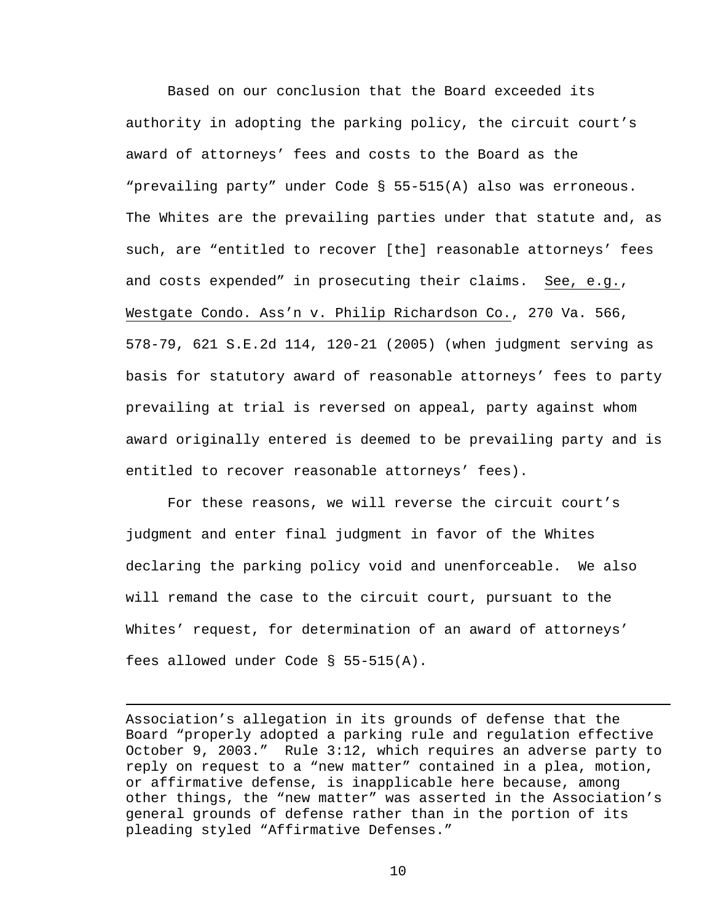Based on our conclusion that the Board exceeded its authority in adopting the parking policy, the circuit court's award of attorneys' fees and costs to the Board as the "prevailing party" under Code § 55-515(A) also was erroneous. The Whites are the prevailing parties under that statute and, as such, are "entitled to recover [the] reasonable attorneys' fees and costs expended" in prosecuting their claims. See, e.g., Westgate Condo. Ass'n v. Philip Richardson Co., 270 Va. 566, 578-79, 621 S.E.2d 114, 120-21 (2005) (when judgment serving as basis for statutory award of reasonable attorneys' fees to party prevailing at trial is reversed on appeal, party against whom award originally entered is deemed to be prevailing party and is entitled to recover reasonable attorneys' fees).

For these reasons, we will reverse the circuit court's judgment and enter final judgment in favor of the Whites declaring the parking policy void and unenforceable. We also will remand the case to the circuit court, pursuant to the Whites' request, for determination of an award of attorneys' fees allowed under Code § 55-515(A).

---

Association's allegation in its grounds of defense that the Board "properly adopted a parking rule and regulation effective October 9, 2003." Rule 3:12, which requires an adverse party to reply on request to a "new matter" contained in a plea, motion, or affirmative defense, is inapplicable here because, among other things, the "new matter" was asserted in the Association's general grounds of defense rather than in the portion of its pleading styled "Affirmative Defenses."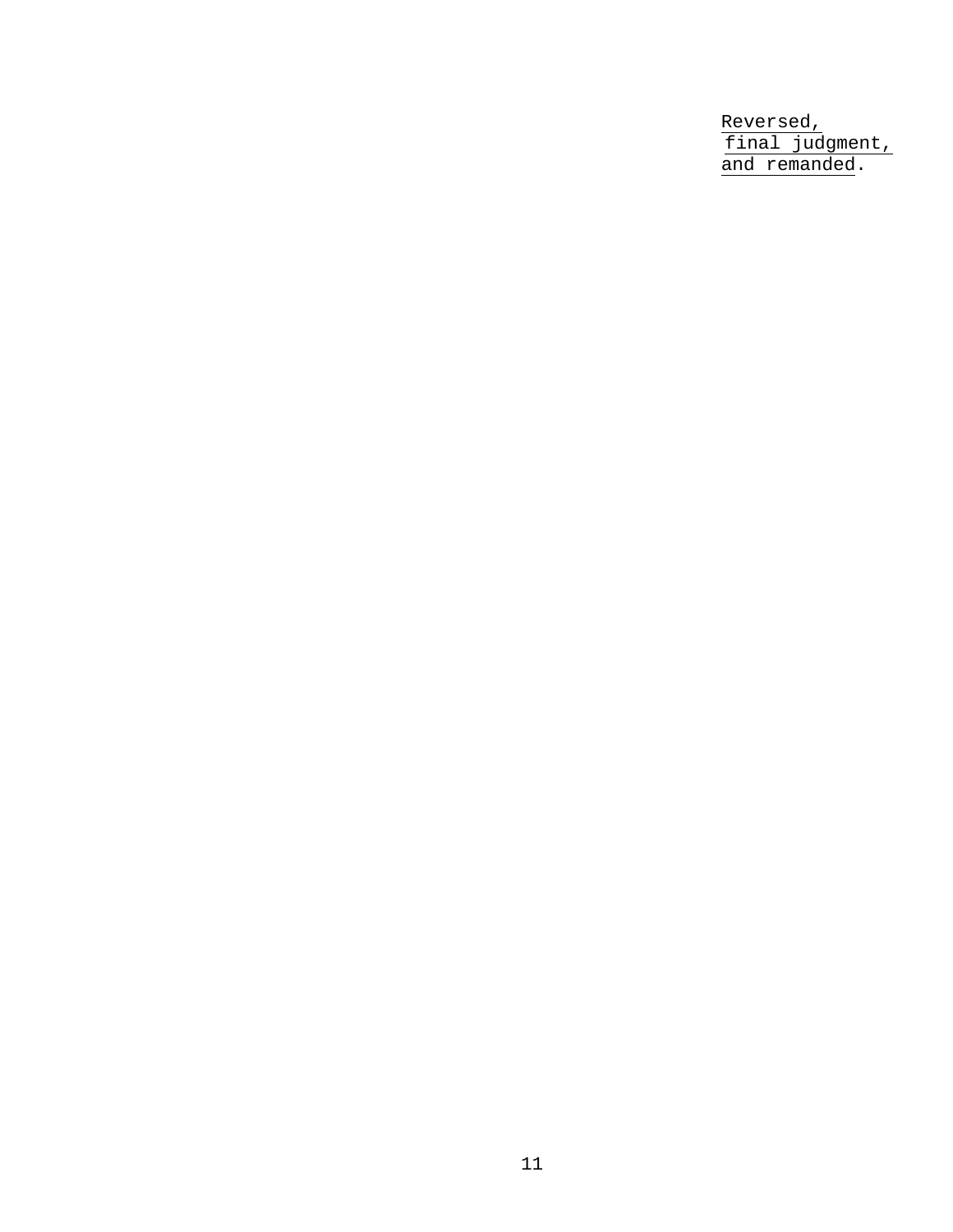Reversed,
final judgment,
and remanded.